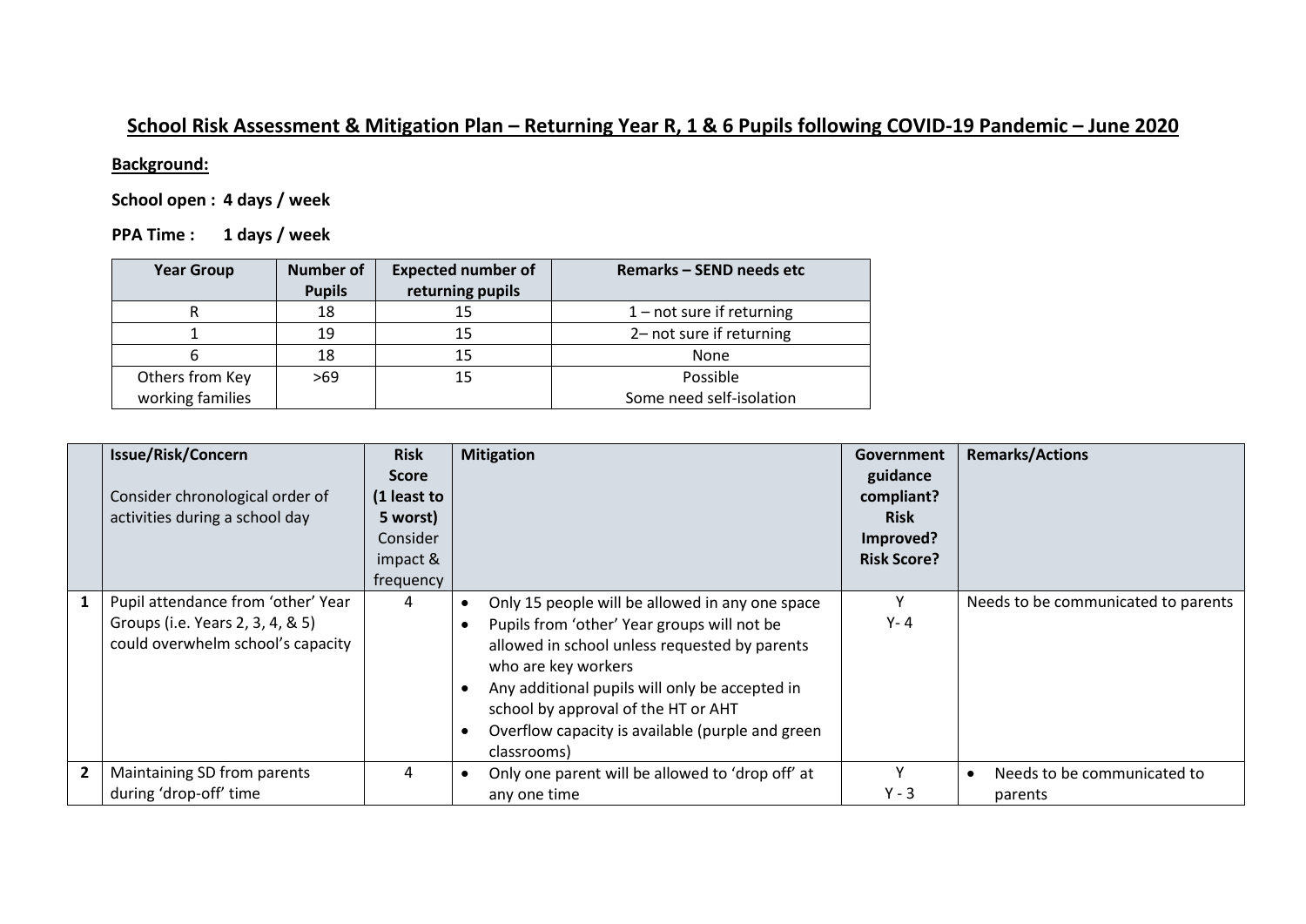# School Risk Assessment & Mitigation Plan – Returning Year R, 1 & 6 Pupils following COVID-19 Pandemic – June 2020

**Background:**

**School open : 4 days / week**

**PPA Time : 1 days / week**

| Year Group | Number of Pupils | Expected number of returning pupils | Remarks – SEND needs etc |
|---|---|---|---|
| R | 18 | 15 | 1 – not sure if returning |
| 1 | 19 | 15 | 2– not sure if returning |
| 6 | 18 | 15 | None |
| Others from Key working families | >69 | 15 | Possible Some need self-isolation |

| | Issue/Risk/Concern<br><br>Consider chronological order of activities during a school day | Risk Score (1 least to 5 worst) Consider impact & frequency | Mitigation | Government guidance compliant? Risk Improved? Risk Score? | Remarks/Actions |
|---|---|---|---|---|---|
| 1 | Pupil attendance from 'other' Year Groups (i.e. Years 2, 3, 4, & 5) could overwhelm school's capacity | 4 | • Only 15 people will be allowed in any one space<br>• Pupils from 'other' Year groups will not be allowed in school unless requested by parents who are key workers<br>• Any additional pupils will only be accepted in school by approval of the HT or AHT<br>• Overflow capacity is available (purple and green classrooms) | Y<br>Y- 4 | Needs to be communicated to parents |
| 2 | Maintaining SD from parents during 'drop-off' time | 4 | • Only one parent will be allowed to 'drop off' at any one time | Y<br>Y - 3 | • Needs to be communicated to parents |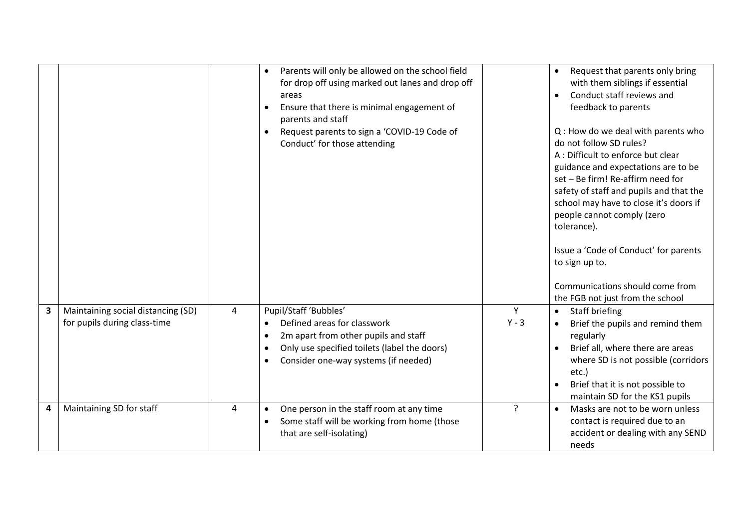|   |   |   |   |   |   |
|---|---|---|---|---|---|
|   |   |   | • Parents will only be allowed on the school field for drop off using marked out lanes and drop off areas<br>• Ensure that there is minimal engagement of parents and staff<br>• Request parents to sign a 'COVID-19 Code of Conduct' for those attending |   | • Request that parents only bring with them siblings if essential<br>• Conduct staff reviews and feedback to parents<br><br>Q : How do we deal with parents who do not follow SD rules?<br>A : Difficult to enforce but clear guidance and expectations are to be set – Be firm! Re-affirm need for safety of staff and pupils and that the school may have to close it's doors if people cannot comply (zero tolerance).<br><br>Issue a 'Code of Conduct' for parents to sign up to.<br><br>Communications should come from the FGB not just from the school |
| **3** | Maintaining social distancing (SD) for pupils during class-time | 4 | Pupil/Staff 'Bubbles'<br>• Defined areas for classwork<br>• 2m apart from other pupils and staff<br>• Only use specified toilets (label the doors)<br>• Consider one-way systems (if needed) | Y<br>Y - 3 | • Staff briefing<br>• Brief the pupils and remind them regularly<br>• Brief all, where there are areas where SD is not possible (corridors etc.)<br>• Brief that it is not possible to maintain SD for the KS1 pupils |
| **4** | Maintaining SD for staff | 4 | • One person in the staff room at any time<br>• Some staff will be working from home (those that are self-isolating) | ? | • Masks are not to be worn unless contact is required due to an accident or dealing with any SEND needs |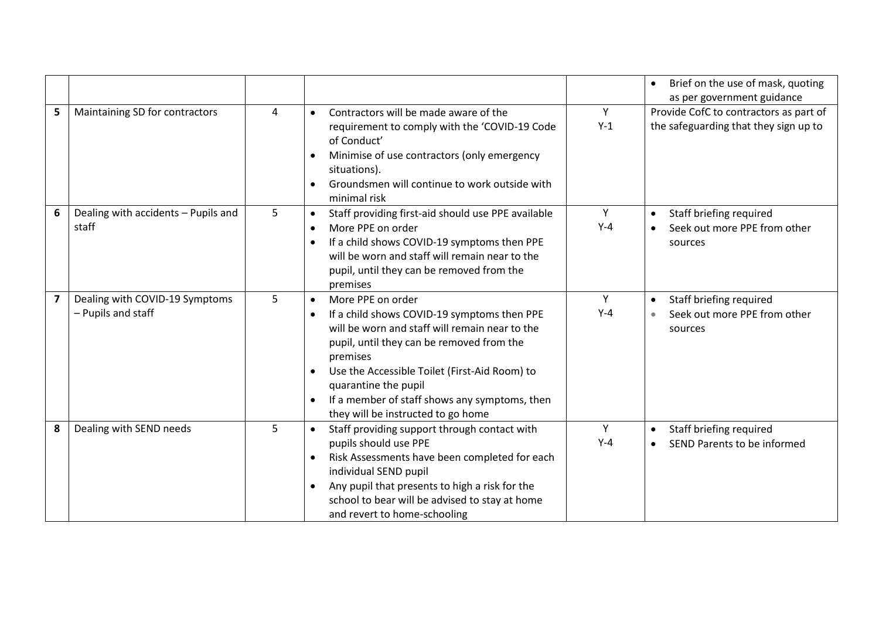| | | | | | |
|---|---|---|---|---|---|
| | | | | | • Brief on the use of mask, quoting as per government guidance |
| **5** | Maintaining SD for contractors | 4 | • Contractors will be made aware of the requirement to comply with the 'COVID-19 Code of Conduct'<br>• Minimise of use contractors (only emergency situations).<br>• Groundsmen will continue to work outside with minimal risk | Y<br>Y-1 | Provide CofC to contractors as part of the safeguarding that they sign up to |
| **6** | Dealing with accidents – Pupils and staff | 5 | • Staff providing first-aid should use PPE available<br>• More PPE on order<br>• If a child shows COVID-19 symptoms then PPE will be worn and staff will remain near to the pupil, until they can be removed from the premises | Y<br>Y-4 | • Staff briefing required<br>• Seek out more PPE from other sources |
| **7** | Dealing with COVID-19 Symptoms – Pupils and staff | 5 | • More PPE on order<br>• If a child shows COVID-19 symptoms then PPE will be worn and staff will remain near to the pupil, until they can be removed from the premises<br>• Use the Accessible Toilet (First-Aid Room) to quarantine the pupil<br>• If a member of staff shows any symptoms, then they will be instructed to go home | Y<br>Y-4 | • Staff briefing required<br>• Seek out more PPE from other sources |
| **8** | Dealing with SEND needs | 5 | • Staff providing support through contact with pupils should use PPE<br>• Risk Assessments have been completed for each individual SEND pupil<br>• Any pupil that presents to high a risk for the school to bear will be advised to stay at home and revert to home-schooling | Y<br>Y-4 | • Staff briefing required<br>• SEND Parents to be informed |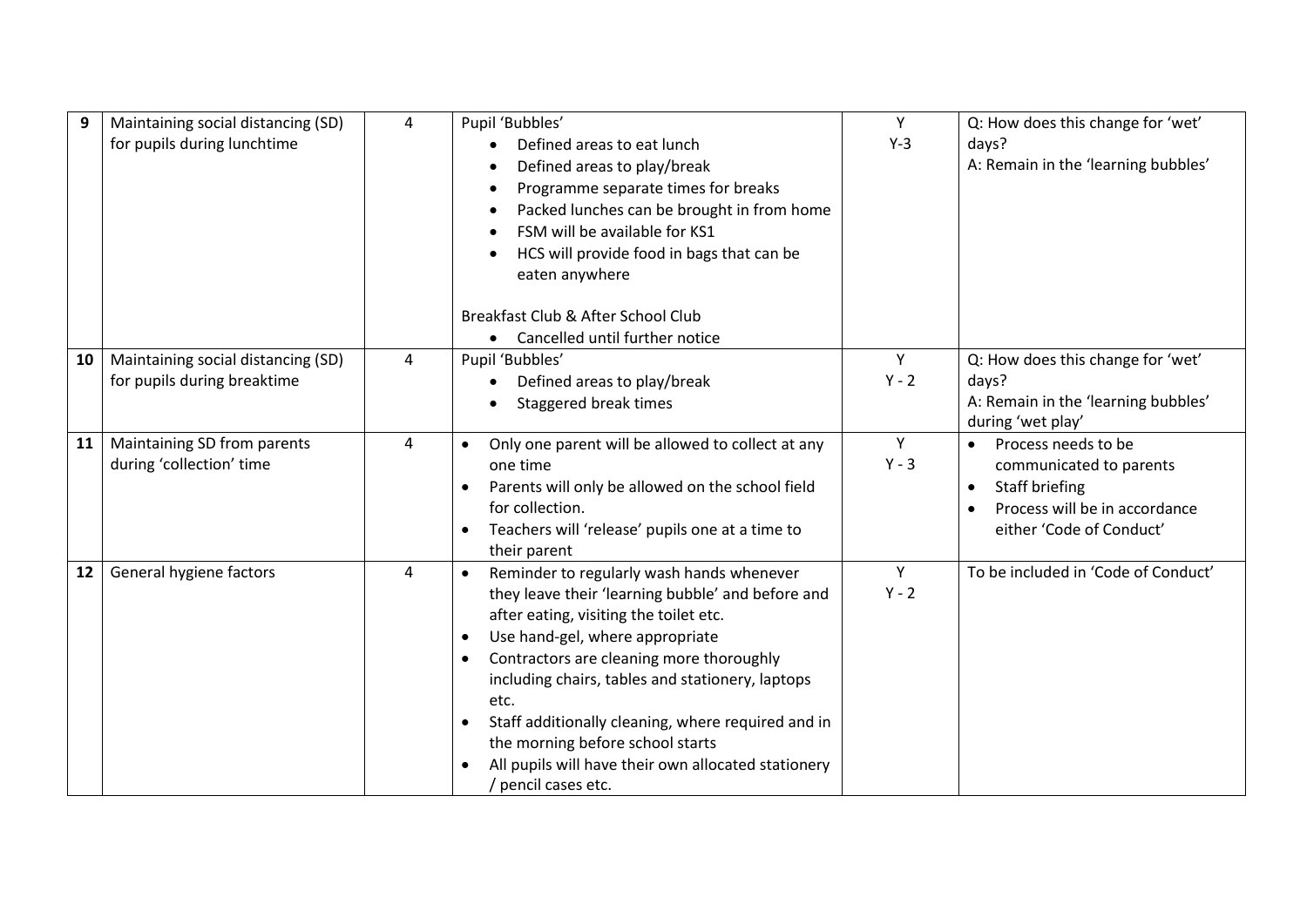| 9 | Maintaining social distancing (SD) for pupils during lunchtime | 4 | Pupil 'Bubbles'<br>• Defined areas to eat lunch<br>• Defined areas to play/break<br>• Programme separate times for breaks<br>• Packed lunches can be brought in from home<br>• FSM will be available for KS1<br>• HCS will provide food in bags that can be eaten anywhere<br><br>Breakfast Club & After School Club<br>• Cancelled until further notice | Y<br>Y-3 | Q: How does this change for 'wet' days?<br>A: Remain in the 'learning bubbles' |
|---|---|---|---|---|---|
| 10 | Maintaining social distancing (SD) for pupils during breaktime | 4 | Pupil 'Bubbles'<br>• Defined areas to play/break<br>• Staggered break times | Y<br>Y - 2 | Q: How does this change for 'wet' days?<br>A: Remain in the 'learning bubbles' during 'wet play' |
| 11 | Maintaining SD from parents during 'collection' time | 4 | • Only one parent will be allowed to collect at any one time<br>• Parents will only be allowed on the school field for collection.<br>• Teachers will 'release' pupils one at a time to their parent | Y<br>Y - 3 | • Process needs to be communicated to parents<br>• Staff briefing<br>• Process will be in accordance either 'Code of Conduct' |
| 12 | General hygiene factors | 4 | • Reminder to regularly wash hands whenever they leave their 'learning bubble' and before and after eating, visiting the toilet etc.<br>• Use hand-gel, where appropriate<br>• Contractors are cleaning more thoroughly including chairs, tables and stationery, laptops etc.<br>• Staff additionally cleaning, where required and in the morning before school starts<br>• All pupils will have their own allocated stationery / pencil cases etc. | Y<br>Y - 2 | To be included in 'Code of Conduct' |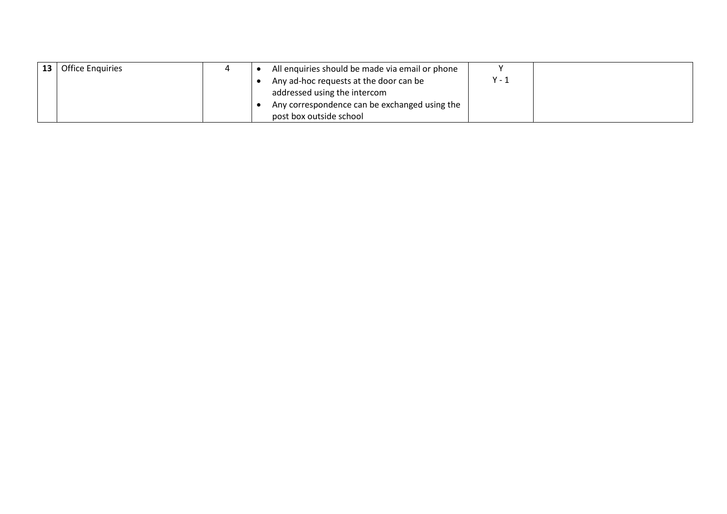| | | | | | |
|---|---|---|---|---|---|
| **13** | Office Enquiries | 4 | • All enquiries should be made via email or phone<br>• Any ad-hoc requests at the door can be addressed using the intercom<br>• Any correspondence can be exchanged using the post box outside school | Y<br>Y - 1 | |